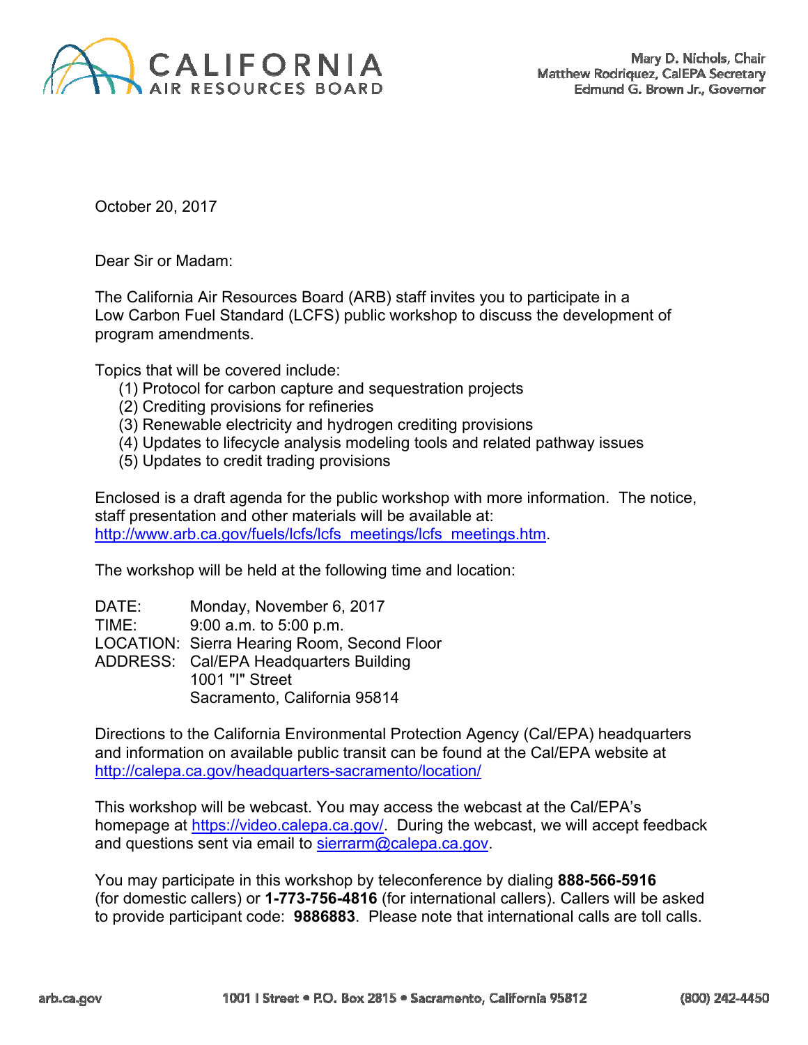CALIFORNIA
AIR RESOURCES BOARD

Mary D. Nichols, Chair
Matthew Rodriquez, CalEPA Secretary
Edmund G. Brown Jr., Governor

October 20, 2017

Dear Sir or Madam:

The California Air Resources Board (ARB) staff invites you to participate in a Low Carbon Fuel Standard (LCFS) public workshop to discuss the development of program amendments.

Topics that will be covered include:

(1) Protocol for carbon capture and sequestration projects
(2) Crediting provisions for refineries
(3) Renewable electricity and hydrogen crediting provisions
(4) Updates to lifecycle analysis modeling tools and related pathway issues
(5) Updates to credit trading provisions

Enclosed is a draft agenda for the public workshop with more information. The notice, staff presentation and other materials will be available at: http://www.arb.ca.gov/fuels/lcfs/lcfs_meetings/lcfs_meetings.htm.

The workshop will be held at the following time and location:

DATE: Monday, November 6, 2017
TIME: 9:00 a.m. to 5:00 p.m.
LOCATION: Sierra Hearing Room, Second Floor
ADDRESS: Cal/EPA Headquarters Building
1001 "I" Street
Sacramento, California 95814

Directions to the California Environmental Protection Agency (Cal/EPA) headquarters and information on available public transit can be found at the Cal/EPA website at http://calepa.ca.gov/headquarters-sacramento/location/

This workshop will be webcast. You may access the webcast at the Cal/EPA's homepage at https://video.calepa.ca.gov/. During the webcast, we will accept feedback and questions sent via email to sierrarm@calepa.ca.gov.

You may participate in this workshop by teleconference by dialing **888-566-5916** (for domestic callers) or **1-773-756-4816** (for international callers). Callers will be asked to provide participant code: **9886883**. Please note that international calls are toll calls.

arb.ca.gov 1001 I Street • P.O. Box 2815 • Sacramento, California 95812 (800) 242-4450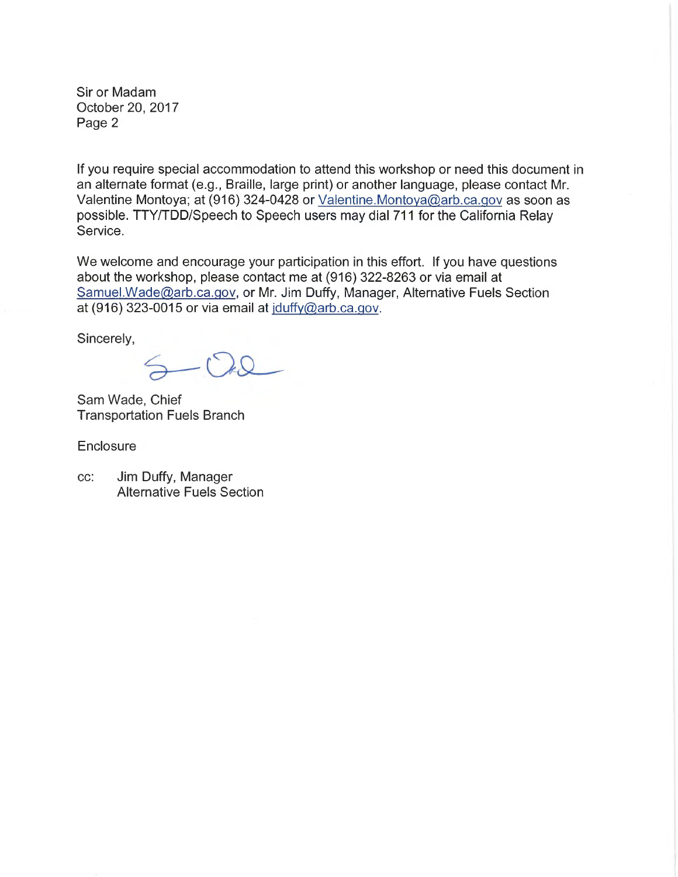Sir or Madam
October 20, 2017
Page 2

If you require special accommodation to attend this workshop or need this document in an alternate format (e.g., Braille, large print) or another language, please contact Mr. Valentine Montoya; at (916) 324-0428 or Valentine.Montoya@arb.ca.gov as soon as possible. TTY/TDD/Speech to Speech users may dial 711 for the California Relay Service.

We welcome and encourage your participation in this effort. If you have questions about the workshop, please contact me at (916) 322-8263 or via email at Samuel.Wade@arb.ca.gov, or Mr. Jim Duffy, Manager, Alternative Fuels Section at (916) 323-0015 or via email at jduffy@arb.ca.gov.

Sincerely,

Sam Wade, Chief
Transportation Fuels Branch

Enclosure

cc: Jim Duffy, Manager
Alternative Fuels Section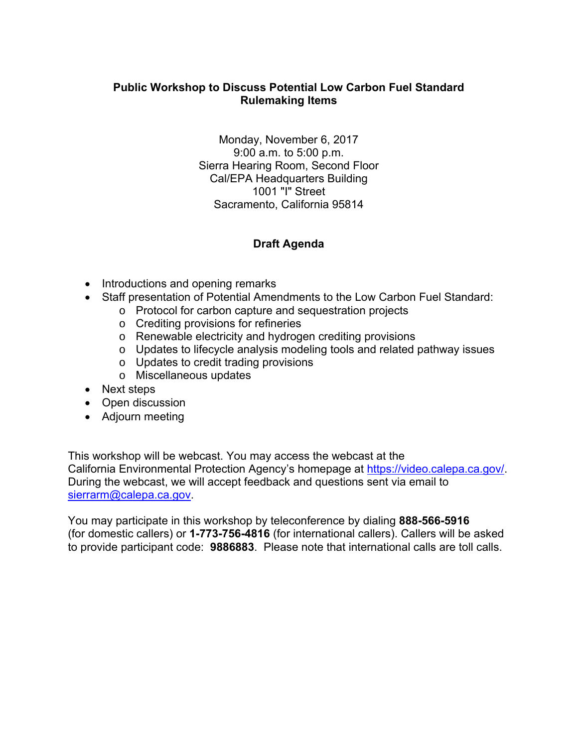## Public Workshop to Discuss Potential Low Carbon Fuel Standard Rulemaking Items

Monday, November 6, 2017
9:00 a.m. to 5:00 p.m.
Sierra Hearing Room, Second Floor
Cal/EPA Headquarters Building
1001 "I" Street
Sacramento, California 95814

### Draft Agenda

- Introductions and opening remarks
- Staff presentation of Potential Amendments to the Low Carbon Fuel Standard:
    - Protocol for carbon capture and sequestration projects
    - Crediting provisions for refineries
    - Renewable electricity and hydrogen crediting provisions
    - Updates to lifecycle analysis modeling tools and related pathway issues
    - Updates to credit trading provisions
    - Miscellaneous updates
- Next steps
- Open discussion
- Adjourn meeting

This workshop will be webcast. You may access the webcast at the California Environmental Protection Agency's homepage at https://video.calepa.ca.gov/. During the webcast, we will accept feedback and questions sent via email to sierrarm@calepa.ca.gov.

You may participate in this workshop by teleconference by dialing **888-566-5916** (for domestic callers) or **1-773-756-4816** (for international callers). Callers will be asked to provide participant code: **9886883**. Please note that international calls are toll calls.